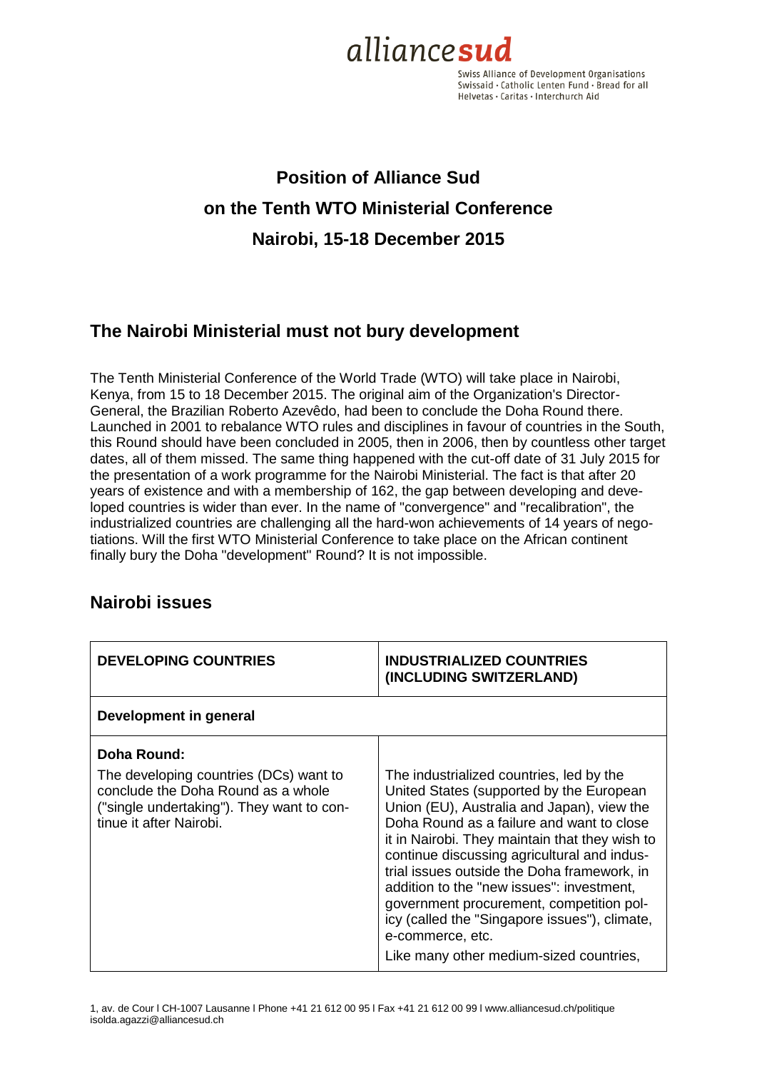allliancesud

Swiss Alliance of Development Organisations
Swissaid · Catholic Lenten Fund · Bread for all
Helvetas · Caritas · Interchurch Aid

# Position of Alliance Sud on the Tenth WTO Ministerial Conference Nairobi, 15-18 December 2015

## The Nairobi Ministerial must not bury development

The Tenth Ministerial Conference of the World Trade (WTO) will take place in Nairobi, Kenya, from 15 to 18 December 2015. The original aim of the Organization's Director-General, the Brazilian Roberto Azevêdo, had been to conclude the Doha Round there. Launched in 2001 to rebalance WTO rules and disciplines in favour of countries in the South, this Round should have been concluded in 2005, then in 2006, then by countless other target dates, all of them missed. The same thing happened with the cut-off date of 31 July 2015 for the presentation of a work programme for the Nairobi Ministerial. The fact is that after 20 years of existence and with a membership of 162, the gap between developing and developed countries is wider than ever. In the name of "convergence" and "recalibration", the industrialized countries are challenging all the hard-won achievements of 14 years of negotiations. Will the first WTO Ministerial Conference to take place on the African continent finally bury the Doha "development" Round? It is not impossible.

## Nairobi issues

| DEVELOPING COUNTRIES | INDUSTRIALIZED COUNTRIES (INCLUDING SWITZERLAND) |
|---|---|
| **Development in general** | |
| **Doha Round:** The developing countries (DCs) want to conclude the Doha Round as a whole ("single undertaking"). They want to continue it after Nairobi. | The industrialized countries, led by the United States (supported by the European Union (EU), Australia and Japan), view the Doha Round as a failure and want to close it in Nairobi. They maintain that they wish to continue discussing agricultural and industrial issues outside the Doha framework, in addition to the "new issues": investment, government procurement, competition policy (called the "Singapore issues"), climate, e-commerce, etc. Like many other medium-sized countries, |

1, av. de Cour l CH-1007 Lausanne l Phone +41 21 612 00 95 l Fax +41 21 612 00 99 l www.alliancesud.ch/politique
isolda.agazzi@alliancesud.ch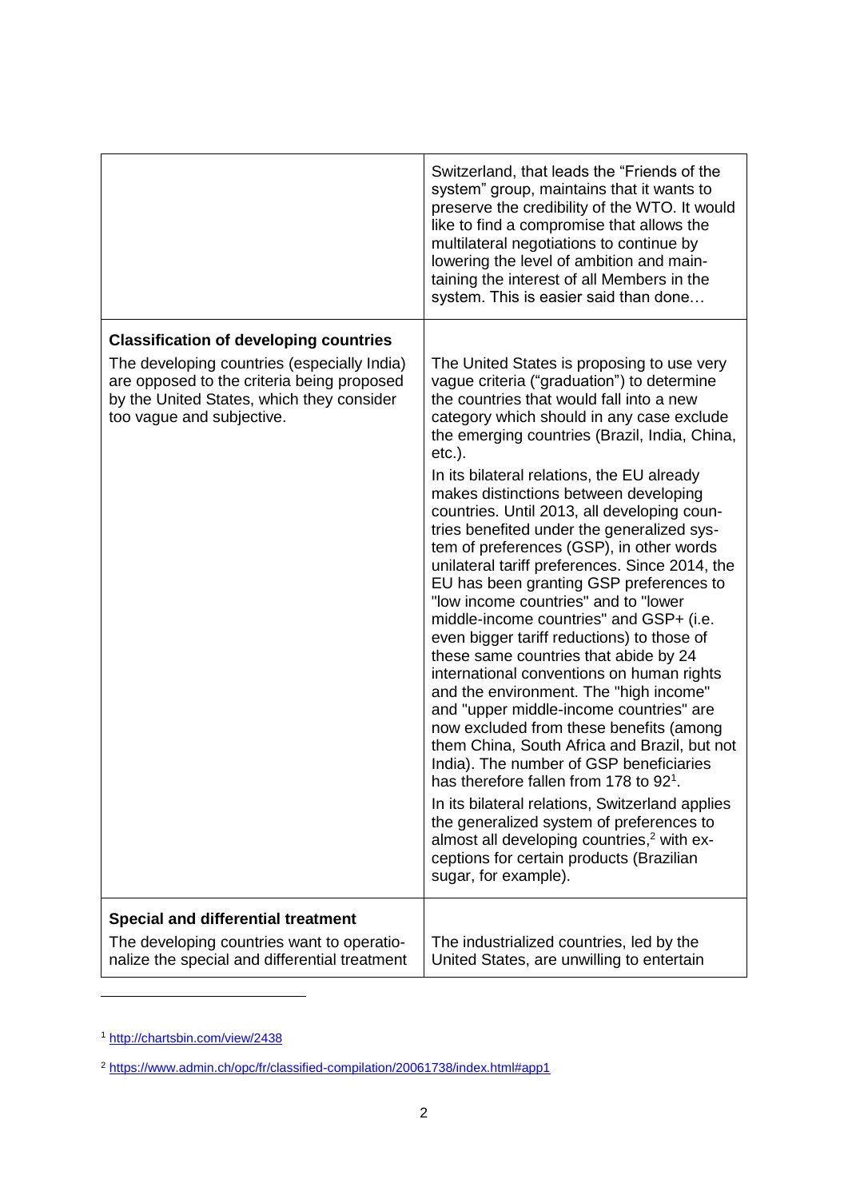| | |
|---|---|
| | Switzerland, that leads the "Friends of the system" group, maintains that it wants to preserve the credibility of the WTO. It would like to find a compromise that allows the multilateral negotiations to continue by lowering the level of ambition and maintaining the interest of all Members in the system. This is easier said than done… |
| **Classification of developing countries**<br><br>The developing countries (especially India) are opposed to the criteria being proposed by the United States, which they consider too vague and subjective. | The United States is proposing to use very vague criteria ("graduation") to determine the countries that would fall into a new category which should in any case exclude the emerging countries (Brazil, India, China, etc.).<br><br>In its bilateral relations, the EU already makes distinctions between developing countries. Until 2013, all developing countries benefited under the generalized system of preferences (GSP), in other words unilateral tariff preferences. Since 2014, the EU has been granting GSP preferences to "low income countries" and to "lower middle-income countries" and GSP+ (i.e. even bigger tariff reductions) to those of these same countries that abide by 24 international conventions on human rights and the environment. The "high income" and "upper middle-income countries" are now excluded from these benefits (among them China, South Africa and Brazil, but not India). The number of GSP beneficiaries has therefore fallen from 178 to 92[1].<br><br>In its bilateral relations, Switzerland applies the generalized system of preferences to almost all developing countries,[2] with exceptions for certain products (Brazilian sugar, for example). |
| **Special and differential treatment**<br><br>The developing countries want to operationalize the special and differential treatment | The industrialized countries, led by the United States, are unwilling to entertain |

[1] http://chartsbin.com/view/2438

[2] https://www.admin.ch/opc/fr/classified-compilation/20061738/index.html#app1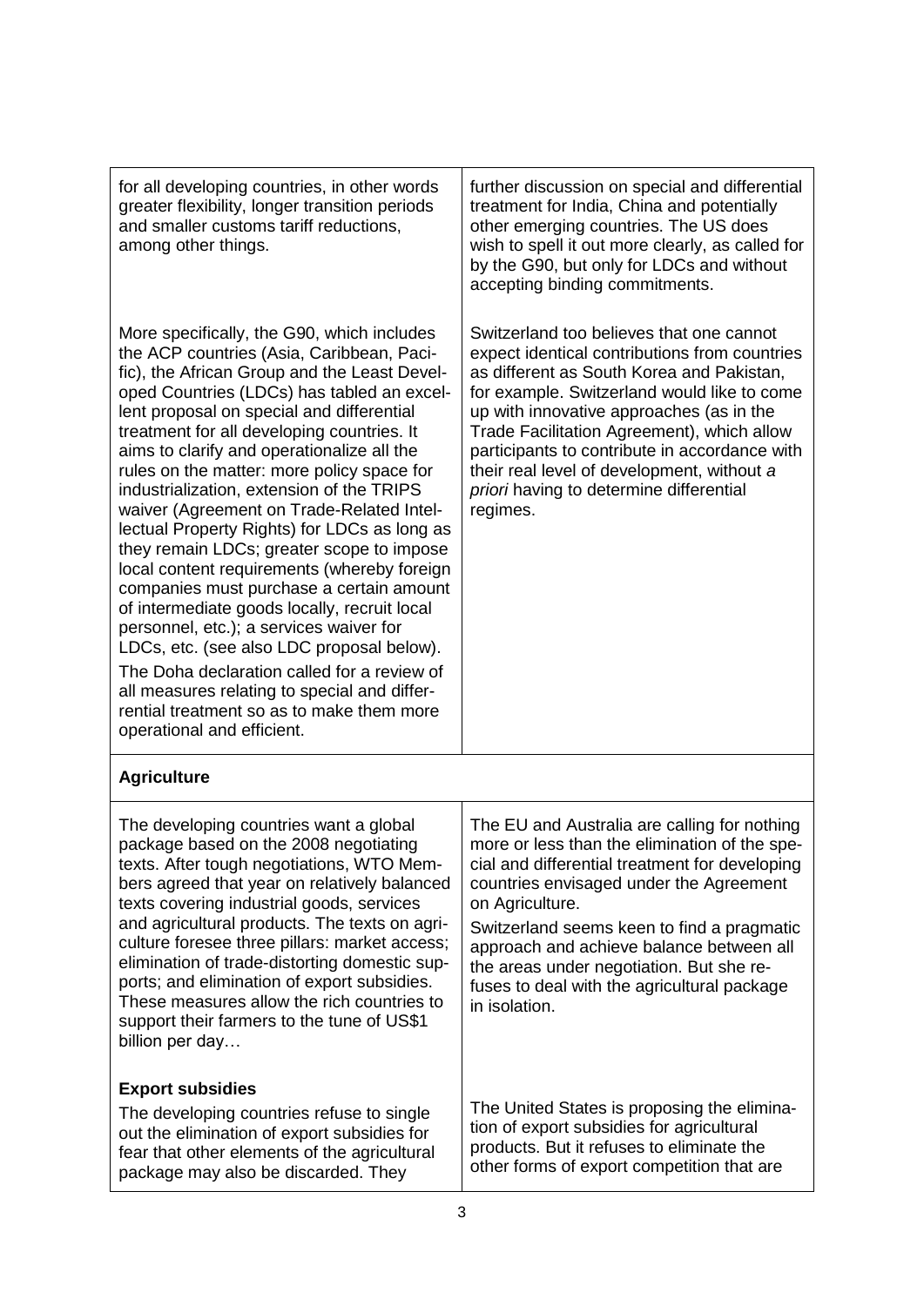| | |
|---|---|
| for all developing countries, in other words greater flexibility, longer transition periods and smaller customs tariff reductions, among other things. | further discussion on special and differential treatment for India, China and potentially other emerging countries. The US does wish to spell it out more clearly, as called for by the G90, but only for LDCs and without accepting binding commitments. |
| More specifically, the G90, which includes the ACP countries (Asia, Caribbean, Pacific), the African Group and the Least Developed Countries (LDCs) has tabled an excellent proposal on special and differential treatment for all developing countries. It aims to clarify and operationalize all the rules on the matter: more policy space for industrialization, extension of the TRIPS waiver (Agreement on Trade-Related Intellectual Property Rights) for LDCs as long as they remain LDCs; greater scope to impose local content requirements (whereby foreign companies must purchase a certain amount of intermediate goods locally, recruit local personnel, etc.); a services waiver for LDCs, etc. (see also LDC proposal below). The Doha declaration called for a review of all measures relating to special and differential treatment so as to make them more operational and efficient. | Switzerland too believes that one cannot expect identical contributions from countries as different as South Korea and Pakistan, for example. Switzerland would like to come up with innovative approaches (as in the Trade Facilitation Agreement), which allow participants to contribute in accordance with their real level of development, without *a priori* having to determine differential regimes. |
| **Agriculture** | |
| The developing countries want a global package based on the 2008 negotiating texts. After tough negotiations, WTO Members agreed that year on relatively balanced texts covering industrial goods, services and agricultural products. The texts on agriculture foresee three pillars: market access; elimination of trade-distorting domestic supports; and elimination of export subsidies. These measures allow the rich countries to support their farmers to the tune of US$1 billion per day… | The EU and Australia are calling for nothing more or less than the elimination of the special and differential treatment for developing countries envisaged under the Agreement on Agriculture. Switzerland seems keen to find a pragmatic approach and achieve balance between all the areas under negotiation. But she refuses to deal with the agricultural package in isolation. |
| **Export subsidies** The developing countries refuse to single out the elimination of export subsidies for fear that other elements of the agricultural package may also be discarded. They | The United States is proposing the elimination of export subsidies for agricultural products. But it refuses to eliminate the other forms of export competition that are |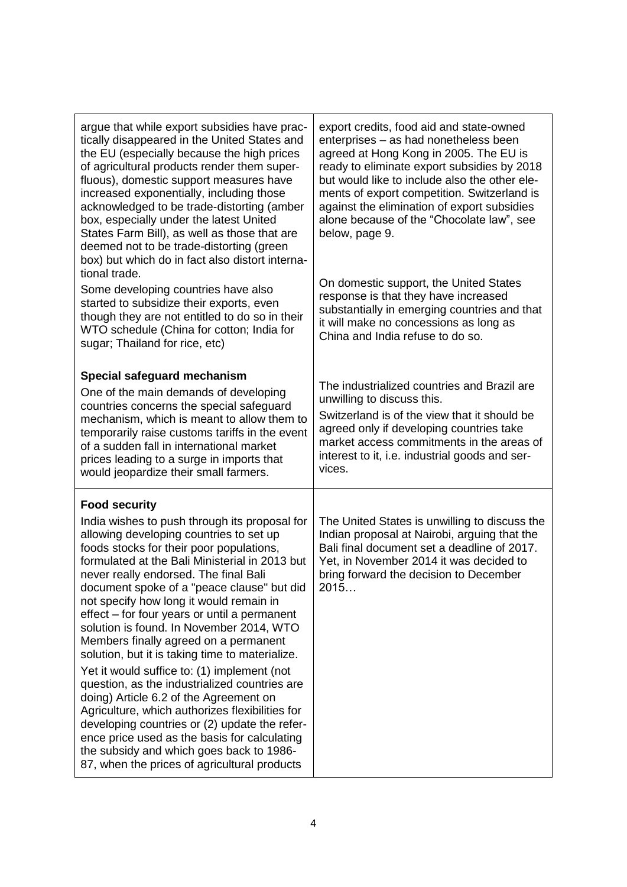| | |
|---|---|
| argue that while export subsidies have practically disappeared in the United States and the EU (especially because the high prices of agricultural products render them superfluous), domestic support measures have increased exponentially, including those acknowledged to be trade-distorting (amber box, especially under the latest United States Farm Bill), as well as those that are deemed not to be trade-distorting (green box) but which do in fact also distort international trade.<br><br>Some developing countries have also started to subsidize their exports, even though they are not entitled to do so in their WTO schedule (China for cotton; India for sugar; Thailand for rice, etc) | export credits, food aid and state-owned enterprises – as had nonetheless been agreed at Hong Kong in 2005. The EU is ready to eliminate export subsidies by 2018 but would like to include also the other elements of export competition. Switzerland is against the elimination of export subsidies alone because of the "Chocolate law", see below, page 9.<br><br>On domestic support, the United States response is that they have increased substantially in emerging countries and that it will make no concessions as long as China and India refuse to do so. |
| **Special safeguard mechanism**<br><br>One of the main demands of developing countries concerns the special safeguard mechanism, which is meant to allow them to temporarily raise customs tariffs in the event of a sudden fall in international market prices leading to a surge in imports that would jeopardize their small farmers. | The industrialized countries and Brazil are unwilling to discuss this.<br><br>Switzerland is of the view that it should be agreed only if developing countries take market access commitments in the areas of interest to it, i.e. industrial goods and services. |
| **Food security**<br><br>India wishes to push through its proposal for allowing developing countries to set up foods stocks for their poor populations, formulated at the Bali Ministerial in 2013 but never really endorsed. The final Bali document spoke of a "peace clause" but did not specify how long it would remain in effect – for four years or until a permanent solution is found. In November 2014, WTO Members finally agreed on a permanent solution, but it is taking time to materialize.<br><br>Yet it would suffice to: (1) implement (not question, as the industrialized countries are doing) Article 6.2 of the Agreement on Agriculture, which authorizes flexibilities for developing countries or (2) update the reference price used as the basis for calculating the subsidy and which goes back to 1986-87, when the prices of agricultural products | The United States is unwilling to discuss the Indian proposal at Nairobi, arguing that the Bali final document set a deadline of 2017. Yet, in November 2014 it was decided to bring forward the decision to December 2015… |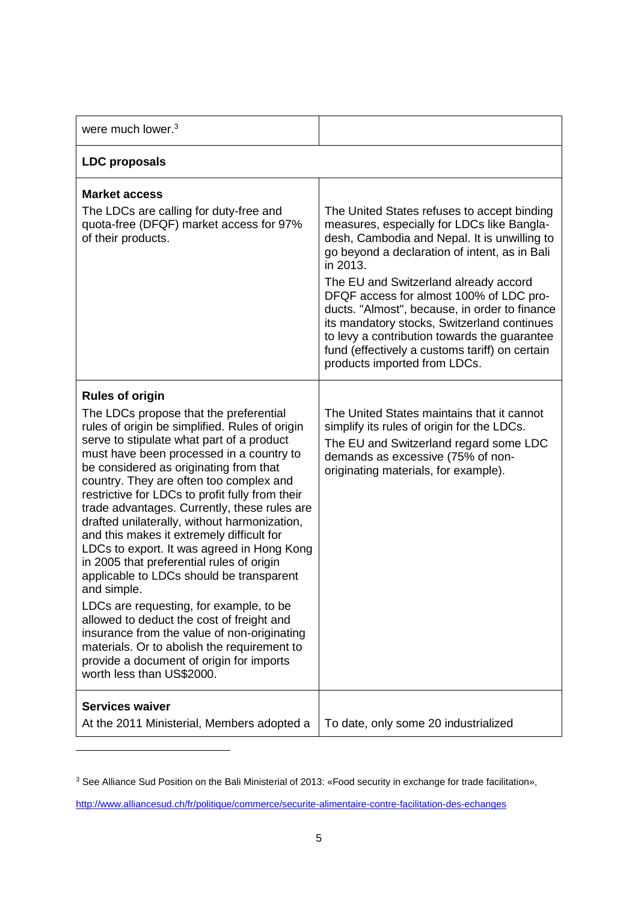| | |
|---|---|
| were much lower.[3] | |
| **LDC proposals** | |
| **Market access**<br>The LDCs are calling for duty-free and quota-free (DFQF) market access for 97% of their products. | The United States refuses to accept binding measures, especially for LDCs like Bangladesh, Cambodia and Nepal. It is unwilling to go beyond a declaration of intent, as in Bali in 2013.<br>The EU and Switzerland already accord DFQF access for almost 100% of LDC products. "Almost", because, in order to finance its mandatory stocks, Switzerland continues to levy a contribution towards the guarantee fund (effectively a customs tariff) on certain products imported from LDCs. |
| **Rules of origin**<br>The LDCs propose that the preferential rules of origin be simplified. Rules of origin serve to stipulate what part of a product must have been processed in a country to be considered as originating from that country. They are often too complex and restrictive for LDCs to profit fully from their trade advantages. Currently, these rules are drafted unilaterally, without harmonization, and this makes it extremely difficult for LDCs to export. It was agreed in Hong Kong in 2005 that preferential rules of origin applicable to LDCs should be transparent and simple.<br>LDCs are requesting, for example, to be allowed to deduct the cost of freight and insurance from the value of non-originating materials. Or to abolish the requirement to provide a document of origin for imports worth less than US$2000. | The United States maintains that it cannot simplify its rules of origin for the LDCs.<br>The EU and Switzerland regard some LDC demands as excessive (75% of non-originating materials, for example). |
| **Services waiver**<br>At the 2011 Ministerial, Members adopted a | To date, only some 20 industrialized |

[3] See Alliance Sud Position on the Bali Ministerial of 2013: «Food security in exchange for trade facilitation», http://www.alliancesud.ch/fr/politique/commerce/securite-alimentaire-contre-facilitation-des-echanges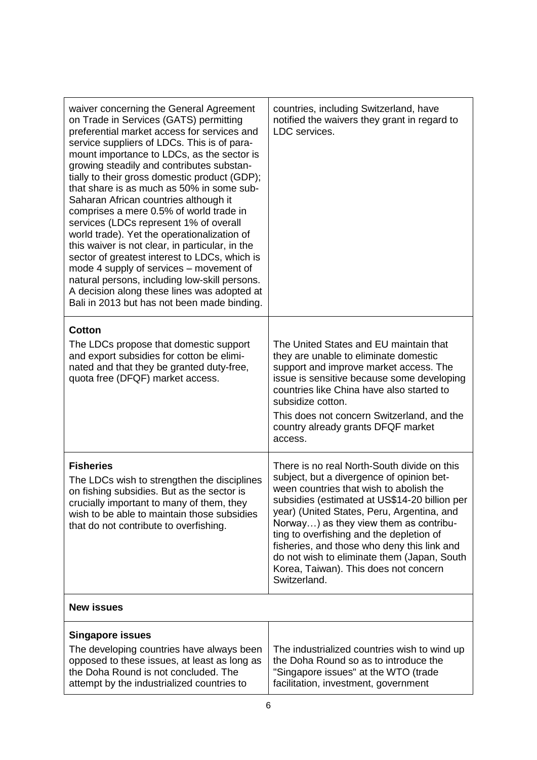| | |
|---|---|
| waiver concerning the General Agreement on Trade in Services (GATS) permitting preferential market access for services and service suppliers of LDCs. This is of paramount importance to LDCs, as the sector is growing steadily and contributes substantially to their gross domestic product (GDP); that share is as much as 50% in some sub-Saharan African countries although it comprises a mere 0.5% of world trade in services (LDCs represent 1% of overall world trade). Yet the operationalization of this waiver is not clear, in particular, in the sector of greatest interest to LDCs, which is mode 4 supply of services – movement of natural persons, including low-skill persons. A decision along these lines was adopted at Bali in 2013 but has not been made binding. | countries, including Switzerland, have notified the waivers they grant in regard to LDC services. |
| **Cotton**<br>The LDCs propose that domestic support and export subsidies for cotton be eliminated and that they be granted duty-free, quota free (DFQF) market access. | The United States and EU maintain that they are unable to eliminate domestic support and improve market access. The issue is sensitive because some developing countries like China have also started to subsidize cotton.<br>This does not concern Switzerland, and the country already grants DFQF market access. |
| **Fisheries**<br>The LDCs wish to strengthen the disciplines on fishing subsidies. But as the sector is crucially important to many of them, they wish to be able to maintain those subsidies that do not contribute to overfishing. | There is no real North-South divide on this subject, but a divergence of opinion between countries that wish to abolish the subsidies (estimated at US$14-20 billion per year) (United States, Peru, Argentina, and Norway…) as they view them as contributing to overfishing and the depletion of fisheries, and those who deny this link and do not wish to eliminate them (Japan, South Korea, Taiwan). This does not concern Switzerland. |
| **New issues** | |
| **Singapore issues**<br>The developing countries have always been opposed to these issues, at least as long as the Doha Round is not concluded. The attempt by the industrialized countries to | The industrialized countries wish to wind up the Doha Round so as to introduce the "Singapore issues" at the WTO (trade facilitation, investment, government |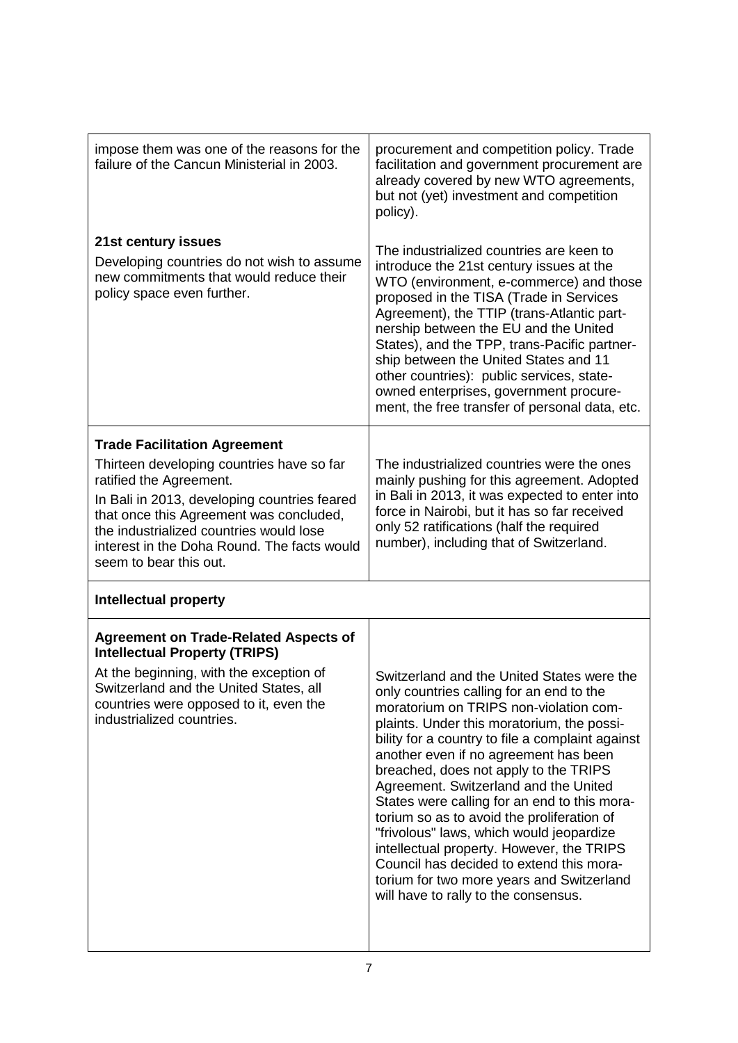| | |
|---|---|
| impose them was one of the reasons for the failure of the Cancun Ministerial in 2003. | procurement and competition policy. Trade facilitation and government procurement are already covered by new WTO agreements, but not (yet) investment and competition policy). |
| **21st century issues**<br>Developing countries do not wish to assume new commitments that would reduce their policy space even further. | The industrialized countries are keen to introduce the 21st century issues at the WTO (environment, e-commerce) and those proposed in the TISA (Trade in Services Agreement), the TTIP (trans-Atlantic partnership between the EU and the United States), and the TPP, trans-Pacific partnership between the United States and 11 other countries): public services, state-owned enterprises, government procurement, the free transfer of personal data, etc. |
| **Trade Facilitation Agreement**<br>Thirteen developing countries have so far ratified the Agreement.<br>In Bali in 2013, developing countries feared that once this Agreement was concluded, the industrialized countries would lose interest in the Doha Round. The facts would seem to bear this out. | The industrialized countries were the ones mainly pushing for this agreement. Adopted in Bali in 2013, it was expected to enter into force in Nairobi, but it has so far received only 52 ratifications (half the required number), including that of Switzerland. |
| **Intellectual property** | |
| **Agreement on Trade-Related Aspects of Intellectual Property (TRIPS)**<br>At the beginning, with the exception of Switzerland and the United States, all countries were opposed to it, even the industrialized countries. | Switzerland and the United States were the only countries calling for an end to the moratorium on TRIPS non-violation complaints. Under this moratorium, the possibility for a country to file a complaint against another even if no agreement has been breached, does not apply to the TRIPS Agreement. Switzerland and the United States were calling for an end to this moratorium so as to avoid the proliferation of "frivolous" laws, which would jeopardize intellectual property. However, the TRIPS Council has decided to extend this moratorium for two more years and Switzerland will have to rally to the consensus. |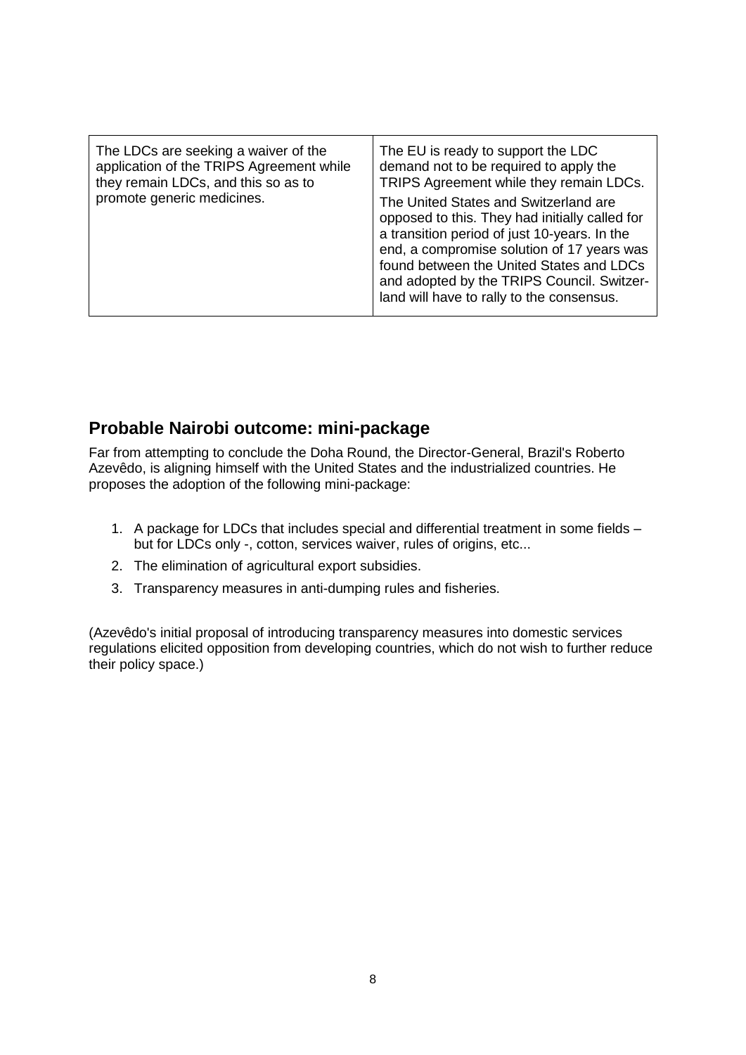| The LDCs are seeking a waiver of the application of the TRIPS Agreement while they remain LDCs, and this so as to promote generic medicines. | The EU is ready to support the LDC demand not to be required to apply the TRIPS Agreement while they remain LDCs.<br>The United States and Switzerland are opposed to this. They had initially called for a transition period of just 10-years. In the end, a compromise solution of 17 years was found between the United States and LDCs and adopted by the TRIPS Council. Switzerland will have to rally to the consensus. |
|---|---|

## Probable Nairobi outcome: mini-package

Far from attempting to conclude the Doha Round, the Director-General, Brazil's Roberto Azevêdo, is aligning himself with the United States and the industrialized countries. He proposes the adoption of the following mini-package:

1. A package for LDCs that includes special and differential treatment in some fields – but for LDCs only -, cotton, services waiver, rules of origins, etc...
2. The elimination of agricultural export subsidies.
3. Transparency measures in anti-dumping rules and fisheries.

(Azevêdo's initial proposal of introducing transparency measures into domestic services regulations elicited opposition from developing countries, which do not wish to further reduce their policy space.)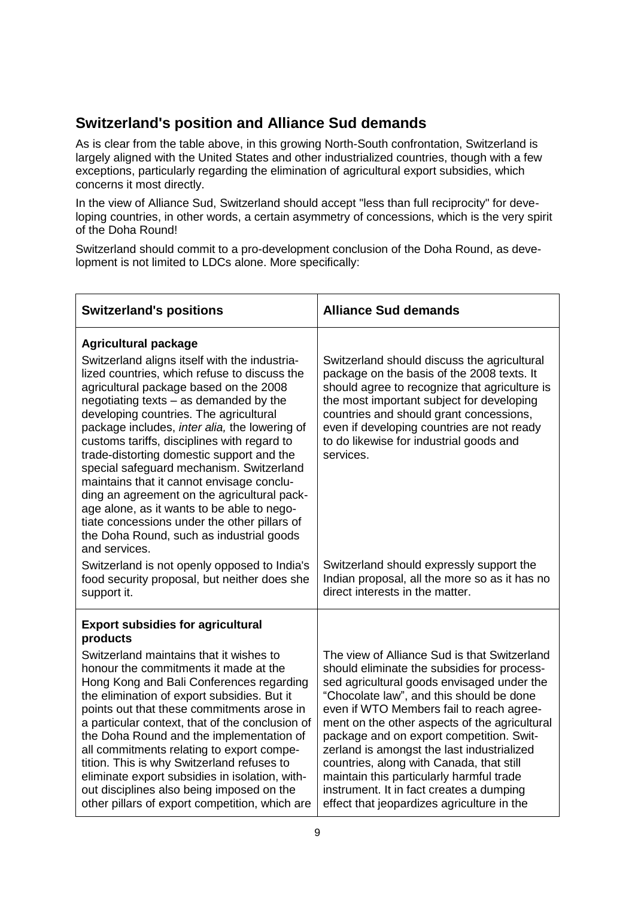## Switzerland's position and Alliance Sud demands

As is clear from the table above, in this growing North-South confrontation, Switzerland is largely aligned with the United States and other industrialized countries, though with a few exceptions, particularly regarding the elimination of agricultural export subsidies, which concerns it most directly.

In the view of Alliance Sud, Switzerland should accept "less than full reciprocity" for developing countries, in other words, a certain asymmetry of concessions, which is the very spirit of the Doha Round!

Switzerland should commit to a pro-development conclusion of the Doha Round, as development is not limited to LDCs alone. More specifically:

| Switzerland's positions | Alliance Sud demands |
|---|---|
| **Agricultural package**<br>Switzerland aligns itself with the industrialized countries, which refuse to discuss the agricultural package based on the 2008 negotiating texts – as demanded by the developing countries. The agricultural package includes, *inter alia,* the lowering of customs tariffs, disciplines with regard to trade-distorting domestic support and the special safeguard mechanism. Switzerland maintains that it cannot envisage concluding an agreement on the agricultural package alone, as it wants to be able to negotiate concessions under the other pillars of the Doha Round, such as industrial goods and services.<br>Switzerland is not openly opposed to India's food security proposal, but neither does she support it. | Switzerland should discuss the agricultural package on the basis of the 2008 texts. It should agree to recognize that agriculture is the most important subject for developing countries and should grant concessions, even if developing countries are not ready to do likewise for industrial goods and services.<br>Switzerland should expressly support the Indian proposal, all the more so as it has no direct interests in the matter. |
| **Export subsidies for agricultural products**<br>Switzerland maintains that it wishes to honour the commitments it made at the Hong Kong and Bali Conferences regarding the elimination of export subsidies. But it points out that these commitments arose in a particular context, that of the conclusion of the Doha Round and the implementation of all commitments relating to export competition. This is why Switzerland refuses to eliminate export subsidies in isolation, without disciplines also being imposed on the other pillars of export competition, which are | The view of Alliance Sud is that Switzerland should eliminate the subsidies for processed agricultural goods envisaged under the "Chocolate law", and this should be done even if WTO Members fail to reach agreement on the other aspects of the agricultural package and on export competition. Switzerland is amongst the last industrialized countries, along with Canada, that still maintain this particularly harmful trade instrument. It in fact creates a dumping effect that jeopardizes agriculture in the |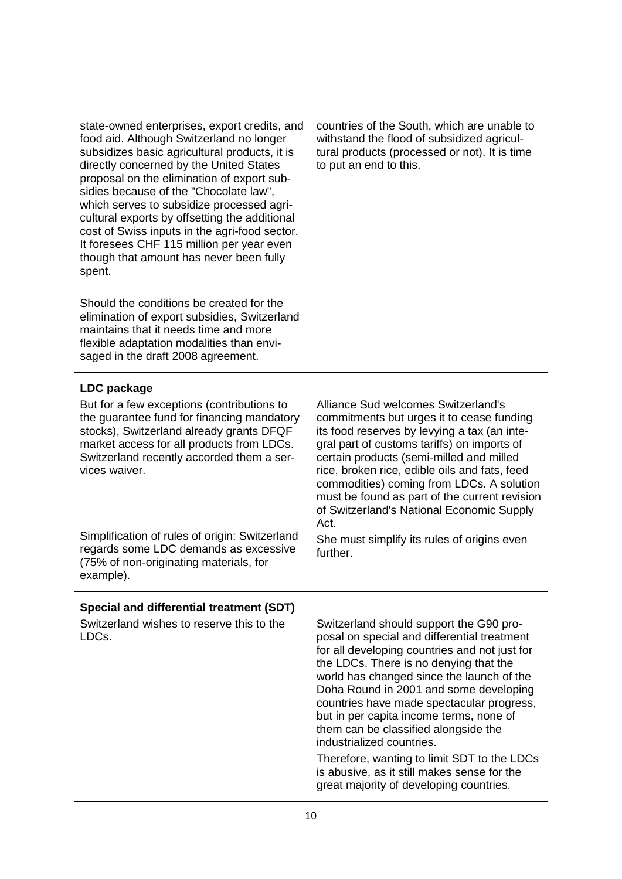| | |
|---|---|
| state-owned enterprises, export credits, and food aid. Although Switzerland no longer subsidizes basic agricultural products, it is directly concerned by the United States proposal on the elimination of export subsidies because of the "Chocolate law", which serves to subsidize processed agricultural exports by offsetting the additional cost of Swiss inputs in the agri-food sector. It foresees CHF 115 million per year even though that amount has never been fully spent.<br><br>Should the conditions be created for the elimination of export subsidies, Switzerland maintains that it needs time and more flexible adaptation modalities than envisaged in the draft 2008 agreement. | countries of the South, which are unable to withstand the flood of subsidized agricultural products (processed or not). It is time to put an end to this. |
| **LDC package**<br>But for a few exceptions (contributions to the guarantee fund for financing mandatory stocks), Switzerland already grants DFQF market access for all products from LDCs. Switzerland recently accorded them a services waiver.<br><br>Simplification of rules of origin: Switzerland regards some LDC demands as excessive (75% of non-originating materials, for example). | Alliance Sud welcomes Switzerland's commitments but urges it to cease funding its food reserves by levying a tax (an integral part of customs tariffs) on imports of certain products (semi-milled and milled rice, broken rice, edible oils and fats, feed commodities) coming from LDCs. A solution must be found as part of the current revision of Switzerland's National Economic Supply Act.<br><br>She must simplify its rules of origins even further. |
| **Special and differential treatment (SDT)**<br>Switzerland wishes to reserve this to the LDCs. | Switzerland should support the G90 proposal on special and differential treatment for all developing countries and not just for the LDCs. There is no denying that the world has changed since the launch of the Doha Round in 2001 and some developing countries have made spectacular progress, but in per capita income terms, none of them can be classified alongside the industrialized countries.<br><br>Therefore, wanting to limit SDT to the LDCs is abusive, as it still makes sense for the great majority of developing countries. |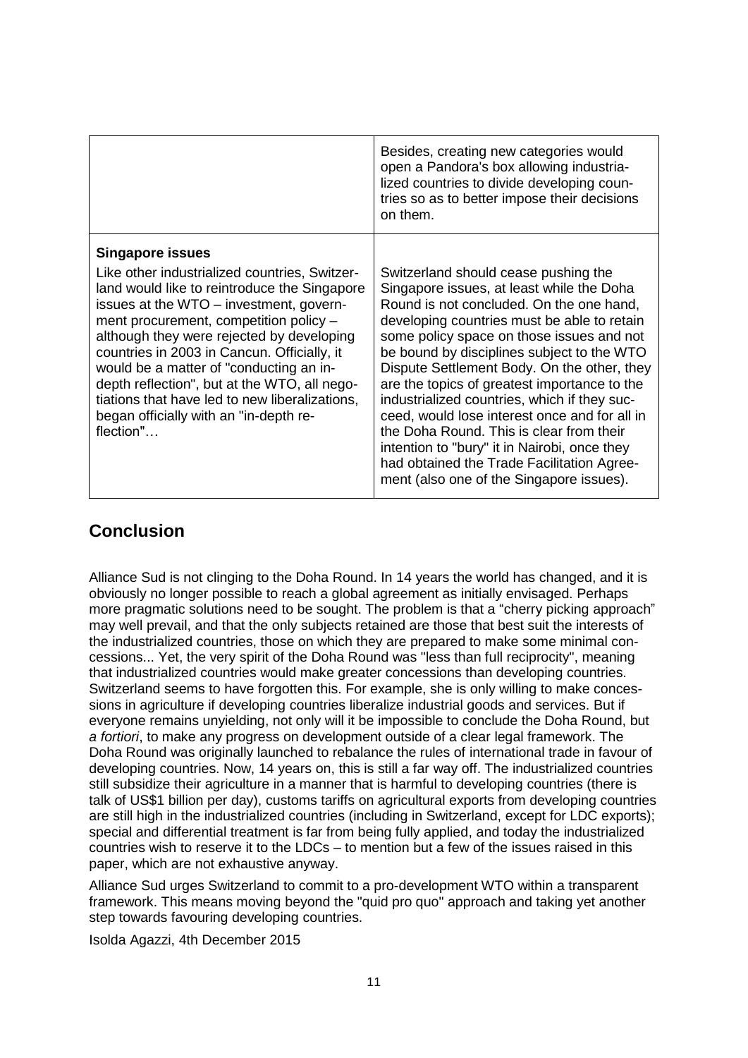| | |
|---|---|
| | Besides, creating new categories would open a Pandora's box allowing industrialized countries to divide developing countries so as to better impose their decisions on them. |
| **Singapore issues**<br><br>Like other industrialized countries, Switzerland would like to reintroduce the Singapore issues at the WTO – investment, government procurement, competition policy – although they were rejected by developing countries in 2003 in Cancun. Officially, it would be a matter of "conducting an in-depth reflection", but at the WTO, all negotiations that have led to new liberalizations, began officially with an "in-depth reflection"… | Switzerland should cease pushing the Singapore issues, at least while the Doha Round is not concluded. On the one hand, developing countries must be able to retain some policy space on those issues and not be bound by disciplines subject to the WTO Dispute Settlement Body. On the other, they are the topics of greatest importance to the industrialized countries, which if they succeed, would lose interest once and for all in the Doha Round. This is clear from their intention to "bury" it in Nairobi, once they had obtained the Trade Facilitation Agreement (also one of the Singapore issues). |

## Conclusion

Alliance Sud is not clinging to the Doha Round. In 14 years the world has changed, and it is obviously no longer possible to reach a global agreement as initially envisaged. Perhaps more pragmatic solutions need to be sought. The problem is that a "cherry picking approach" may well prevail, and that the only subjects retained are those that best suit the interests of the industrialized countries, those on which they are prepared to make some minimal concessions... Yet, the very spirit of the Doha Round was "less than full reciprocity", meaning that industrialized countries would make greater concessions than developing countries. Switzerland seems to have forgotten this. For example, she is only willing to make concessions in agriculture if developing countries liberalize industrial goods and services. But if everyone remains unyielding, not only will it be impossible to conclude the Doha Round, but *a fortiori*, to make any progress on development outside of a clear legal framework. The Doha Round was originally launched to rebalance the rules of international trade in favour of developing countries. Now, 14 years on, this is still a far way off. The industrialized countries still subsidize their agriculture in a manner that is harmful to developing countries (there is talk of US$1 billion per day), customs tariffs on agricultural exports from developing countries are still high in the industrialized countries (including in Switzerland, except for LDC exports); special and differential treatment is far from being fully applied, and today the industrialized countries wish to reserve it to the LDCs – to mention but a few of the issues raised in this paper, which are not exhaustive anyway.

Alliance Sud urges Switzerland to commit to a pro-development WTO within a transparent framework. This means moving beyond the "quid pro quo" approach and taking yet another step towards favouring developing countries.

Isolda Agazzi, 4th December 2015